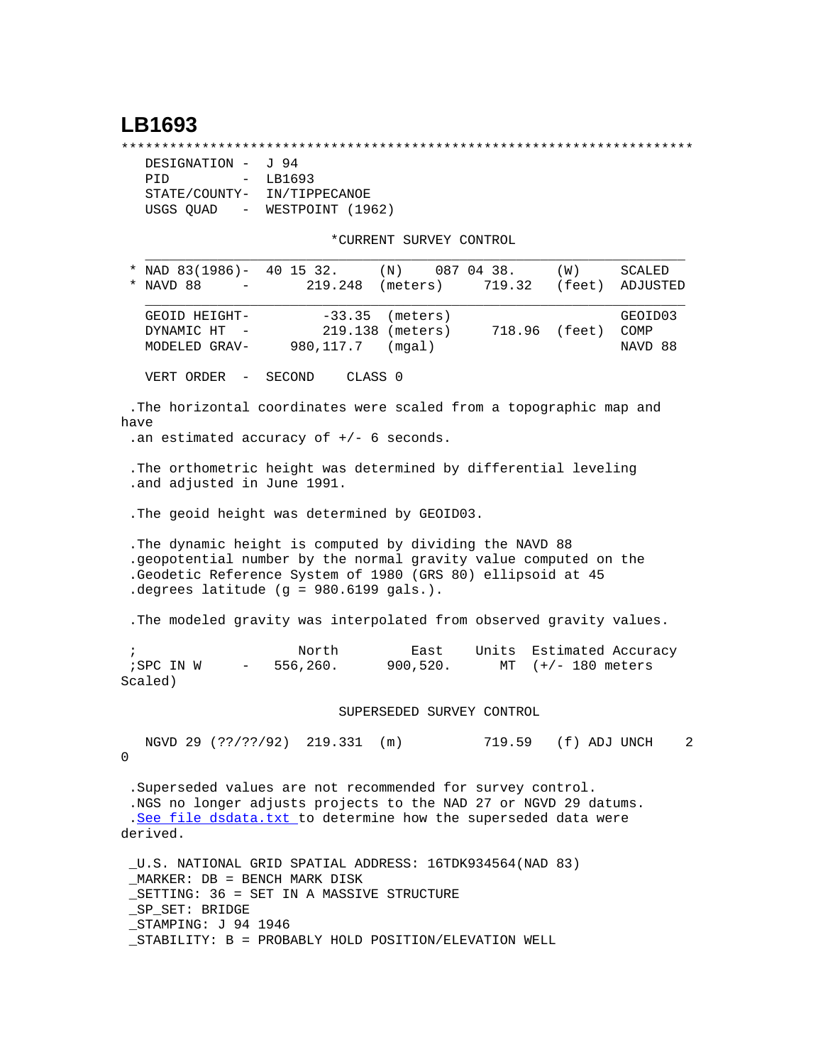# LB1693

```
***********************************************************************
  DESIGNATION -  J 94
  PID         -  LB1693
  STATE/COUNTY-  IN/TIPPECANOE
  USGS QUAD   -  WESTPOINT (1962)

                          *CURRENT SURVEY CONTROL
  ___________________________________________________________________
* NAD 83(1986)-  40 15 32.     (N)    087 04 38.     (W)     SCALED
* NAVD 88     -       219.248  (meters)      719.32  (feet)  ADJUSTED
  ___________________________________________________________________
  GEOID HEIGHT-        -33.35  (meters)                      GEOID03
  DYNAMIC HT  -        219.138 (meters)      718.96  (feet)  COMP
  MODELED GRAV-     980,117.7  (mgal)                        NAVD 88

  VERT ORDER  -  SECOND    CLASS 0

 .The horizontal coordinates were scaled from a topographic map and
have
 .an estimated accuracy of +/- 6 seconds.

 .The orthometric height was determined by differential leveling
 .and adjusted in June 1991.

 .The geoid height was determined by GEOID03.

 .The dynamic height is computed by dividing the NAVD 88
 .geopotential number by the normal gravity value computed on the
 .Geodetic Reference System of 1980 (GRS 80) ellipsoid at 45
 .degrees latitude (g = 980.6199 gals.).

 .The modeled gravity was interpolated from observed gravity values.

 ;                  North         East     Units  Estimated Accuracy
 ;SPC IN W     -   556,260.      900,520.     MT  (+/- 180 meters
Scaled)

                           SUPERSEDED SURVEY CONTROL

  NGVD 29 (??/??/92)  219.331  (m)          719.59   (f) ADJ UNCH    2
0

 .Superseded values are not recommended for survey control.
 .NGS no longer adjusts projects to the NAD 27 or NGVD 29 datums.
 .See file dsdata.txt to determine how the superseded data were
derived.

 _U.S. NATIONAL GRID SPATIAL ADDRESS: 16TDK934564(NAD 83)
 _MARKER: DB = BENCH MARK DISK
 _SETTING: 36 = SET IN A MASSIVE STRUCTURE
 _SP_SET: BRIDGE
 _STAMPING: J 94 1946
 _STABILITY: B = PROBABLY HOLD POSITION/ELEVATION WELL
```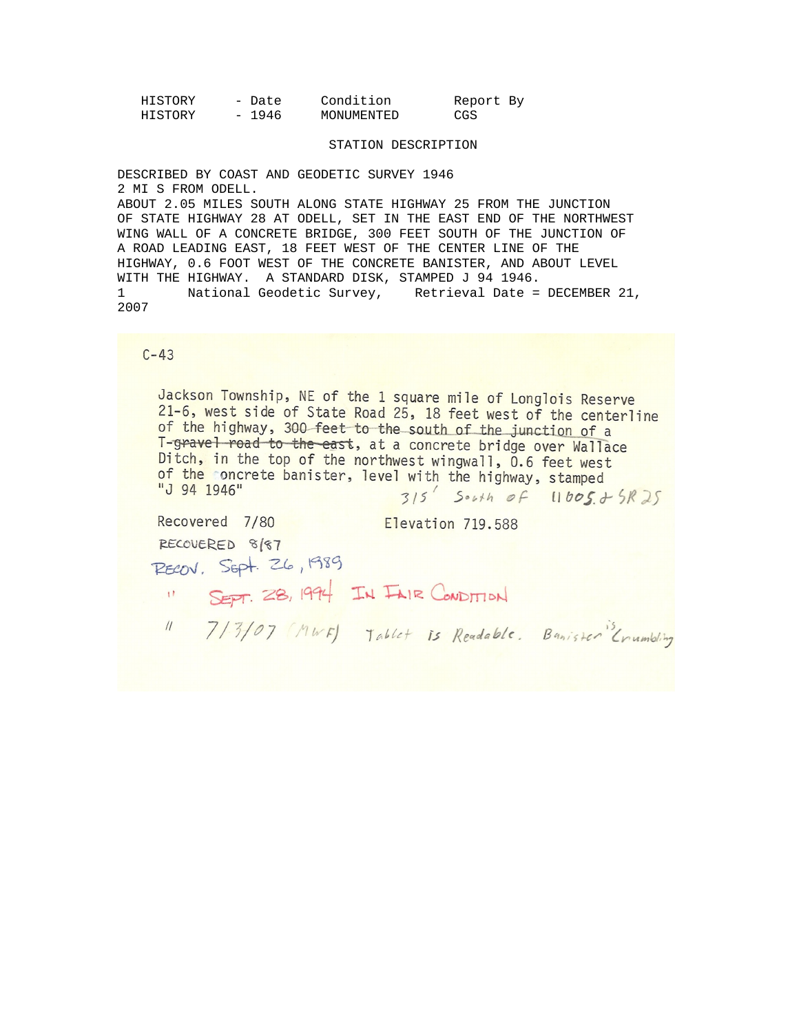| HISTORY | - Date | Condition | Report By |
|---|---|---|---|
| HISTORY | - 1946 | MONUMENTED | CGS |

STATION DESCRIPTION

DESCRIBED BY COAST AND GEODETIC SURVEY 1946
2 MI S FROM ODELL.
ABOUT 2.05 MILES SOUTH ALONG STATE HIGHWAY 25 FROM THE JUNCTION OF STATE HIGHWAY 28 AT ODELL, SET IN THE EAST END OF THE NORTHWEST WING WALL OF A CONCRETE BRIDGE, 300 FEET SOUTH OF THE JUNCTION OF A ROAD LEADING EAST, 18 FEET WEST OF THE CENTER LINE OF THE HIGHWAY, 0.6 FOOT WEST OF THE CONCRETE BANISTER, AND ABOUT LEVEL WITH THE HIGHWAY. A STANDARD DISK, STAMPED J 94 1946.
1 National Geodetic Survey, Retrieval Date = DECEMBER 21, 2007

C-43

Jackson Township, NE of the 1 square mile of Longlois Reserve 21-6, west side of State Road 25, 18 feet west of the centerline of the highway, ~~300 feet to the south of the junction of a T-gravel road to the east~~, at a concrete bridge over Wallace Ditch, in the top of the northwest wingwall, 0.6 feet west of the concrete banister, level with the highway, stamped "J 94 1946"

315' South of 1100S & SR 25

Recovered 7/80 Elevation 719.588

RECOVERED 8/87

RECOV. Sept. 26, 1989

" Sept. 28, 1994 IN FAIR CONDITION

" 7/3/07 (MWF) Tablet is Readable. Banister is Crumbling